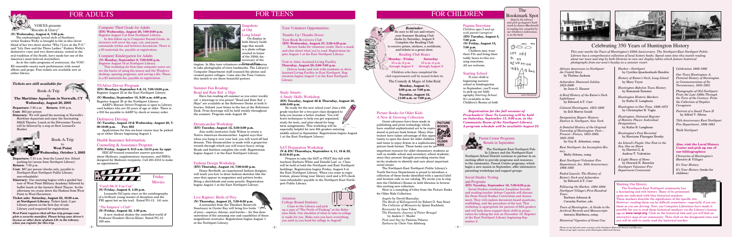# FOR ADULTS

## VOICES presents "Biscuits & Gravy"

**(N) Wednesday, August 6, 7:30 p.m.**

The enchantingly lyrical style of Southern writer Eudora Welty is brought to life in this clever blend of her two short stories "Why I Live at the P.O." and "Lily Daw and the Three Ladies." Eudora Welty's distinctive voice and wry observations, rooted in the oral tradition of the South, have made her one of the America's most beloved storytellers.

As in the radio programs of yesteryear, the VOICES ensemble enacts each performance with sound effects and props. Free tickets are available now at either library.

*Tickets are still available for*

## Book-A-Trip to The Maritime Aquarium in Norwalk, CT

**Wednesday, August 20, 2003**

**Departure:** 7:30 a.m. **Return:** 6:00 p.m.

**Cost:** $62 per person

**Itinerary:** We will spend the morning at Norwalk's Maritime Aquarium and enjoy the fascinating IMAX Theatre. Lunch at the Silvermine Tavern will be followed by a stop at Stew Leonard's Market.

## Book-A-Trip to West Point

**Wednesday, October 1, 2003**

**Departure:** 7:15 a.m. from the Laurel Ave. School parking lot (across from Northport Library)

**Return:** 7:30 p.m.

**Cost:** $67 per person (checks only; payable to Northport-East Northport Public Library; non-refundable)

**Itinerary:** Our morning begins with a guided bus tour of West Point Military Academy followed by buffet lunch at the historic Hotel Thayer. In the afternoon we cruise down the Hudson from West Point to West Haverstraw.

**Ticket sale: Saturday, August 23, 10:30 a.m. at Northport Library.** Ticket limit: 2 per Library patron on the first day of sale. Library card required for registration.

*West Point requires that all bus trip groups complete a security manifest. Please bring your driver's license or other form of photo I.D. to the Library when you register for this trip.*

## Computer Third Grade for Adults

**(EN) Wednesday, August 20, 7:00-9:00 p.m.**

Register August 2 at East Northport Library.

In this follow-up to Computer Second Grade, instructors will cover the copy, cut, and paste commands within and between documents. There is a $5 materials fee, payable at registration.

## Computer Kindergarten for Adults

**(N) Monday, September 8, 7:00-9:00 p.m.**

Register August 16 at Northport Library.

This workshop for first-time computer users covers the basics of using the mouse and the Windows desktop, opening programs, and saving a file. There is a $5 materials fee, payable at registration.

## 55/Alive Driver Program

**(EN) Mondays, September 8 & 15, 7:00-10:00 p.m.**

Register August 23 at the East Northport Library.

**(N) Monday, September 15, 9:30 a.m.-4:00 p.m.**

Register August 30 at the Northport Library.

AARP's Mature Driver Program is open to Library card holders who are 50 years of age or older. There is a $10 fee payable to AARP by check or money order.

## Defensive Driving

**(N) Tuesday, August 19 & Wednesday, August 20, 7:00-10:00 p.m. Fee: $35**

Applications for this six-hour course may be picked up at either library beginning August 1.

## Health Insurance Information, Counseling & Assistance Program

**(EN) Friday, August 8, 9:15 a.m.-12:15 p.m. by appt.**

HIICAP-trained counselors answer questions about Medicare, supplementary insurance, and HMOs designed for Medicare recipients. Call 261-2313 to make an appointment.

## Friday Movies

### "Catch Me If You Can"

**(N) Friday, August 8, 1:30 p.m.**

Leonardo DiCaprio stars in the autobiography of a brilliant young master of deception and the FBI agent hot on his trail. Rated PG-13. 141 min.

### "The Emperor's Club"

**(N) Friday, August 22, 1:30 p.m.**

A new student shakes the controlled world of Professor Hundert (Kevin Kline). Rated PG-13. 109 min.

# FOR TEENS

## Snapshots of Old Long Island

On display in both library buildings this month is a photo collage created in honor of the 350th Anniversary of Huntington. In May teen volunteers went out and about to take photographs of town landmarks. The Library's Computer Department staff scanned the photos and created poster collages. Come into the Teen Centers this month to see these beautiful posters.

## Summer Fun Reading: Read and Rate Raf e Slips

Have fun reading all summer as you enter weekly raf e drawings to win prizes! "Read and Rate Raf e Slips" are available at the Reference Desks at both libraries. Submit your forms at the Reference Desk. Prize drawings will be held weekly throughout the summer. Program ends August 28.

## Dreamcatcher Workshop

**(EN) Tuesday, August 12, 3:30-5:00 p.m.**

Join crafts instructor Judy Wilson to create a Native American dreamcatcher. Legend says that when you hang it over your bed, you will ward off bad dreams. This dreamcatcher is made with a grapevine wreath through which you will weave heavy string. Beads and feathers complete the craft. Registration begins August 1 at the East Northport Library.

## Fashion Design Workshop

**(EN) Thursday, August 14, 7:00-8:30 p.m.**

Diana Berthold, an experienced fashion designer, will teach you how to draw fashion sketches like the ones that appear in magazines and pattern books. Bring a sketchbook and some pencils. Registration begins August 1 at the East Northport Library.

## Live Raptors: Birds of Prey

**(N) Thursday, August 21, 7:30-8:30 p.m.**

A naturalist from the Theodore Roosevelt Sanctuary in Oyster Bay will bring live birds of prey—ospreys, falcons, and hawks— for this demonstration of the amazing size and capabilities of these magnificent creatures. Registration begins August 1 at the Northport Library.

## Teen Volunteer Opportunities:

### Thumbs Up/Thumbs Down:

#### Teen Book Reviewers Club

**(EN) Wednesday, August 27, 3:30-4:30 p.m.**

Review books for volunteer credit. Have a snack and chat about what you've read. Registration begins August 1 at the East Northport Library.

### Visit to Atria Assisted Living Facility

**Thursday, August 28, 6:00-7:00 p.m.**

Deliver books and visit with residents at Atria Assisted Living Facility in East Northport. Registration begins August 1 at the East Northport Library.

## Study Smarts: A Study Skills Workshop

**(EN) Tuesday, August 26 & Thursday, August 28, 4:00-5:00 p.m.**

Be ready for the new school year! Join a 6th grade teacher for a two-part class designed to help you become a better student. You will learn techniques to help you get organized, study for tests, and plan ahead for long-term assignments. This workshop will be especially helpful for new 6th graders entering middle school in September. Registration begins August 1 at the East Northport Library.

## SAT Preparation Workshop

**(N & EN) Thursdays, September 4, 11, 18 & 25, 6:15-8:45 p.m.**

Prepare to take the SAT or PSAT this fall with teachers Barbara White and Donald Leaf or Class will be held at both the Northport and East Northport buildings. Registration begins Friday, August 8 at the East Northport Library. When you come to registration, please bring your library card and a $75 check (non-refundable) payable to the Northport-East Northport Public Library.

## Attention College-Bound Students:

Come to the Library and pick up a copy of "The Perils of Packing" at the Reference Desk. Our checklist of what to take to college is ready for you. Make sure you have everything you need as you head for college in August!

# FOR CHILDREN

**Reminder:** Be sure to fill out and return your Summer Reading Club clocks by Saturday, August 9. Complete the Reading Club to receive prizes, stickers, a certificate, and tickets to a great show.

### Reading Club Hours

| Monday - Friday | Saturday |
|---|---|
| 10 a.m.-8 p.m. through August 8 | 10 a.m.-4 p.m. through August 9 |

*Children who have completed the club requirements will be issued tickets to:*

**The Comedy & Magic of John Reid**
**Monday, August 11, 3:00 p.m. or 7:00 p.m.**
**Tuesday, August 12, 11:00 a.m. or 7:00 p.m.**

## Pajama Storytime

*Children ages 3 and up with parent/caregiver*

**(EN) Tuesday, August 5, 7:00 p.m.**

**(N) Friday, August 15, 7:00 p.m.**

Children may wear their PJs and bring their teddy bears to this evening storytime. All are welcome.

## The Bookmark Spot

*Stop by the Library and pick up August's bookmark by James Macdonald. A reading list, compiled by our Children's Librarians, is on the back.*

## Starting School

If your child is beginning nursery school or kindergarten in September, you'll want to pick up our bibliography *Starting School*. It's available in the Children's Rooms at both libraries.

*Registration for the fall sessions of Preschoolers' Time for Learning will be held on Saturday, September 13, 9:00 a.m. in the Community Room of the Northport Library. A program schedule will be available August 25.*

## Picture Books for Older Kids: A New & Growing Collection

Great advances have been made in publishing and print technology which have enabled sophisticated art to be reproduced in picture book format. Many illustrators have taken advantage of this opportunity to open the doors for older children and teens to enjoy fiction in a sophisticated picture book format. These books can be an important resource for older elementary students as well as middle school and secondary school students, since they present thought-provoking stories that invite students to identify and care about important social issues.

The Northport-East Northport Public Library's Youth Services Department is proud to introduce a collection of these books identified with a special label and location code in our catalog. We invite you to step into the Children's Rooms in both libraries to browse this exciting new collection.

Here is a sampling of titles from the Picture Books for Older Kids Collection:

- *Angelo* by David Macaulay
- *The Birds of Killingworth* by Robert D. San Souci
- *The Collector of Moments* by Quint Buchholz
- *Encounter* by Jane Yolen
- *The Fantastic Journey of Pieter Bruegel* by Anders C. Shafer
- *Pink and Say* by Patricia Polacco
- *Zathura* by Chris Van Allsburg

## Parent Center Programs Return in September

The Northport-East Northport Public Library and the Northport-East Northport School District continue to partner in an exciting effort to provide programs and resources to the community. Parent Center programs, which begin a new season in September, offer informative parenting workshops and support groups.

## Social Studies Testing and Programs

**(EN) Tuesday, September 16, 7:30-8:30 p.m.**

Social Studies coordinator Josephine Imwalle and reading teacher Arlene Capriola will discuss the State Social Studies Curriculum and Assessment. They will explain document-based questions, scaffolding, and the procedure of the test. This workshop is appropriate for parents of fifth graders and will help them support their child in preparation for taking the test on November 19. Register at the East Northport Library beginning September 2.

# Celebrating 350 Years of Huntington History

*This year marks the Town of Huntington's 350th Anniversary. The Northport-East Northport Public Library has a comprehensive collection of local history books. Spend some time this month reading about our town and stop by both libraries to view our display tables which feature historical photographs from our area's heyday as a summer resort.*

*African Americans in Northport: An Untold Story* by Thelma Jackson

*Asharoken: Diamond Jubilee, 1925-2000* by Joan G. Hauser

*A Brief History of the Eaton's Neck Lighthouse* by Edward A.T. Carr

*Colonial Huntington, 1653-1800* by Zell Morris Gould

*Designation Report: Historic District & Northport, New York*

*A Detailed History of the Original Township of Huntington: Past—Present—Future, 1653-1860, 1925-1930* by Guy E. Johnston, comp.

*East Northport: An Incomplete History* Molly Scheen, comp.

*East Northport Volunteer Fire Department, Inc. 88th Anniversary: 1908-1993*

*Faded Laurels: The History of Eaton's Neck and Asharoken* by Edward A.T. Carr

*Following the Harbor, 1894-1994: Northport Village's First Hundred Years* Barbara Johnson & Cornelia Fortier, eds.

*Town of Huntington...A Guide to the Archival Records and Manuscripts* Antonia Mattheou, comp.

*Historical Vignettes of Great Cow*

*Harbor—Northport* by Cynthia Quackenbush Hendrie

*History of Eaton's Neck, Long Island* by Mary Voyse

*Huntington-Babylon Town History* by Romanah Sammis

*Huntington Historic Markers* by Rufus B. Langhans

*Huntington in Our Time, 1900-1975* by Christopher R. Vagts

*Huntington: National Register of Historic Places: Individual Designations* by Rufus B. Langhans

*Huntington's Past Revisited* by Kerriann Flanagan Brosky

*An Island's People: One Foot in the Sea, One on Shore* by Harriet G. & Andrus T. Valentine

*A Light House of Stone* by Howard N. Knowles

*Northport Volunteer Fire Department Centennial*

*Celebration 1869-1969*

*Our Town Huntington: A Pictorial History of Huntington in Commemoration of Its Tercentenary, 1653-1953*

*Photographs of Old Northport: From the Late-1800s Through the Turn of the Century: From the Collection of Stephen Cavagnaro*

*Portrait of a Small Town II* by Alfred V. Sforza

*75th Anniversary East Northport Fire Department, 1908-1983*

*Walk Northport*

**Also, visit the Local History Center and pick up one of our bibliographies:**

*Chronicles of Huntington's Hamlets & Villages*

*It's Your History*

*It's Your History* (books for children)

## Marking Our History

The Northport-East Northport community has a fascinating and rich history. Many of its prominent spots are indicated with blue historical markers. These markers describe the significance of the specific site. However, reading them can be difficult sometimes—especially if you see them as you are driving. Now, our Computer Librarians have made it possible for you to read these historical markers via the Library's homepage at **www.nenpl.org**. Click on the historical link and you will find an interactive map of our community. Then click on the designated sites and you will be able to easily read the historical marker.

*Photos at top left and center courtesy of the Northport Historical Society and Museum. Photo at top right courtesy of the Huntington Historical Society.*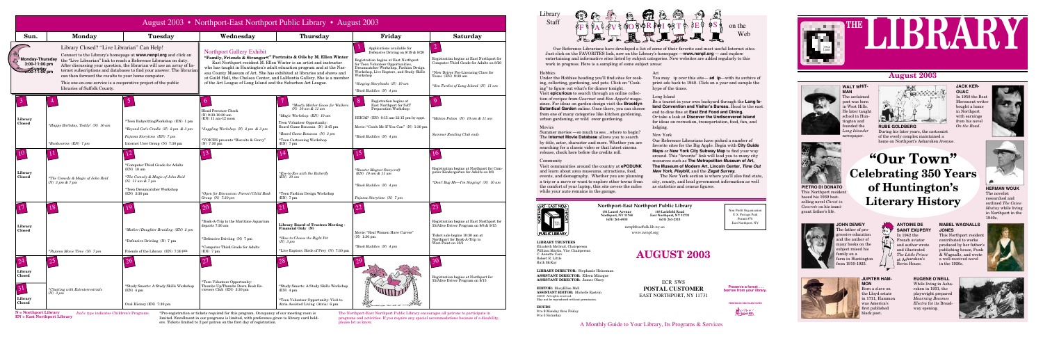# August 2003 • Northport-East Northport Public Library • August 2003

| Sun. | Monday | Tuesday | Wednesday | Thursday | Friday | Saturday |
|---|---|---|---|---|---|---|
| **Monday-Thursday 3:00-11:00 pm** **Sunday 3:00-11:00 pm** | Library Closed? "Live Librarian" Can Help! Connect to the Library's homepage at **www.nenpl.org** and click on the "Live Librarian" link to reach a Reference Librarian on duty. After discussing your question, the librarian will use an array of Internet subscriptions and databases to find your answer. The librarian can then forward the results to your home computer. This one-on-one service is a cooperative project of the public libraries of Suffolk County. | | **Northport Gallery Exhibit** **"Family, Friends & Strangers" Portraits & Oils by M. Ellen Winter** East Northport resident M. Ellen Winter is an artist and instructor who has taught in Huntington's adult education program and at the Nassau County Museum of Art. She has exhibited at libraries and shows and at Guild Hall, the Chelsea Center, and LaMantia Gallery. She is a member of the Art League of Long Island and the Suburban Art League. | | **1** Applications available for Defensive Driving on 9/19 & 9/20. Registration begins at East Northport for Teen Volunteer Opportunities, Dreamcatcher Workshop, Fashion Design Workshop, Live Raptors, and Study Skills Workshop. *Singing Storybooks (N) 10 am* *Book Buddies (N) 4 pm* | **2** Registration begins at East Northport for Computer Third Grade for Adults on 8/20. *New Driver Pre-Licensing Class for Teens (EN) 9:30 am* *Sea Turtles of Long Island (N) 11 am* |
| **3** Library Closed | **4** *Happy Birthday, Teddy! (N) 10 am* *Bookworms (EN) 7 pm* | **5** *Teen Babysitting Workshop (EN) 1 pm* *Beyond Cat's Cradle (N) 2 pm & 3 pm* *Pajama Storytime (EN) 7 pm* Internet User Group (N) 7:30 pm | **6** Blood Pressure Check (N) 9:30-10:30 am (EN) 11 am-12 noon *Juggling Workshop (N) 2 pm & 3 pm* *VOICES presents "Biscuits & Gravy" (N) 7:30 pm* | **7** *Mostly Mother Goose for Walkers (N) 10 am & 11 am* *Magic Workshop (EN) 10 am* Teen Volunteer Opportunity: Board Game Bonanza (N) 2:45 pm Movie: "Catch Me If You Can" (N) 1:30 pm *Board Game Bonanza (N) 3 pm* *Teen Cartooning Workshop (EN) 7 pm* | **8** Registration begins at East Northport for SAT Preparation Workshop. HIICAP (EN) 9:15 am-12:15 pm by appt. *Book Buddies (N) 4 pm* | **9** *Motion Potion (N) 10 am & 11 am* *Summer Reading Club ends* |
| **10** Library Closed | **11** *The Comedy & Magic of John Reid (N) 2 pm & 7 pm* | **12** *Computer Third Grade for Adults (EN) 10 am* *The Comedy & Magic of John Reid (N) 11 am & 7 pm* *Teen Dreamcatcher Workshop (EN) 3:30 pm* | **13** *Open for Discussion: Parent/Child Book Group (N) 7:30 pm* | **14** *Eye-to-Eye with the Butterfly (EN) 10 am* *Teen Fashion Design Workshop (EN) 7 pm* | **15** *Ramler Magnet Storycraft (EN) 10 am & 11 am* *Book Buddies (N) 4 pm* *Pajama Storytime (N) 7 pm* | **16** Registration begins at Northport for Computer Kindergarten for Adults on 9/8. *Don't Bug Me—I'm Singing! (N) 10 am* |
| **17** Library Closed | **18** *Pajama Movie Time (N) 7 pm* | **19** *Mother/Daughter Braiding (EN) 2 pm* *Defensive Driving (N) 7 pm* Friends of the Library (EN) 7:30 pm | **20** *Book-A-Trip to the Maritime Aquarium departs 7:30 am* *Defensive Driving (N) 7 pm* *Computer Third Grade for Adults (EN) 7 pm* | **21** **Library Board of Trustees Meeting - Financial Only (N)** *How to Choose the Right Pet (N) 3 pm* *Live Raptors: Birds of Prey (N) 7:30 pm* | **22** Movie: "Real Women Have Curves" (N) 1:30 pm *Book Buddies (N) 4 pm* | **23** Registration begins at East Northport for 55/Alive Driver Program on 9/8 & 9/15. Ticket sale begins 10:30 am at Northport for Book-A-Trip to West Point on 10/1 |
| **24** Library Closed **31** Library Closed | **25** *Chatting with Extraterrestrials (N) 3 pm* | **26** *Study Smarts: A Study Skills Workshop (EN) 4 pm* Oral History (EN) 7:30 pm | **27** *Teen Volunteer Opportunity: Thumbs Up/Thumbs Down Book Reviewers Club (EN) 3:30 pm* | **28** *Study Smarts: A Study Skills Workshop (EN) 4 pm* *Teen Volunteer Opportunity: Visit to Atria Assisted Living (Atria) 6 pm* | **29** | **30** Registration begins at Northport for 55/Alive Driver Program on 9/15 |

**N = Northport Library**
**EN = East Northport Library**

*Italic type* indicates Children's Programs.

*Pre-registration or tickets required for this program. Occupancy of our meeting room is limited. Enrollment in our programs is limited, with preference given to library card holders. Tickets limited to 2 per patron on the first day of registration.

The Northport-East Northport Public Library encourages all patrons to participate in programs and activities. If you require any special accommodations because of a disability, please let us know.

# Library Staff Favorites on the Web

Our Reference Librarians have developed a list of some of their favorite and most useful Internet sites. Just click on the FAVORITES link, now on the Library's homepage —**www.nenpl.org** — and explore entertaining and informative sites listed by subject categories. New websites are added regularly to this work in progress. Here is a sampling of some subject areas:

**Hobbies**
Under the Hobbies heading you'll find sites for cooking, collecting, gardening, and pets. Click on "Cooking" to figure out what's for dinner tonight.
Visit **epicurious** to search through an online collection of recipes from *Gourmet* and *Bon Appetit* magazines. For ideas on garden design visit the **Brooklyn Botanical Garden** online. Once there, you can choose from one of many categories like kitchen gardening, urban gardening, or wild over gardening.

**Movies**
Summer movies —so much to see...where to begin? The **Internet Movie Database** allows you to search by title, actor, character and more. Whether you are searching for a classic video or that latest cinema release, check here before the credits roll.

**Community**
Visit communities around the country at **ePODUNK** and learn about area museums, attractions, food, events, and demography. Whether you are planning a trip or a move or want to explore other towns from the comfort of your laptop, this site covers the miles while your auto remains in the garage.

**Art**
You may ip over this site— **ad ip**—with its archive of print ads back to 1940. Click on a year and sample the type of the times.

**Long Island**
Be a tourist in your own backyard through the **Long Island Convention and Visitor's Bureau**. Scroll to the east end to dine fine at **East End Food and Dining**. Or take a look at **Discover the Undiscovered Island** for ideas on recreation, transportation, food, fun, and lodging.

**New York**
Our Reference Librarians have picked a number of favorite sites for the Big Apple. Begin with **City Guide Maps** or **New York City Subway Map** to find your way around. This "favorite" link will lead you to many city resources such as **The Metropolitan Museum of Art, The Museum of Modern Art, Lincoln Center, *Time Out New York*, *Playbill*,** and the ***Zagat Survey***.

The New York section is where you'll also find state, city, county, and local government information as well as statistics and census figures.

**Northport-East Northport Public Library**

151 Laurel Avenue
Northport, NY 11768
(631) 261-6930

185 Larkfield Road
East Northport, NY 11731
(631) 261-2313

nenpl@suffolk.lib.ny.us
www.nenpl.org

Non-Profit Organization
U.S. Postage Paid
Permit #78
East Northport, NY

# AUGUST 2003

**LIBRARY TRUSTEES**
Elizabeth McGread, Chairperson
William Martin, Vice Chairperson
C. Annette Carr
Robert E. Little
Ruth McKay

**LIBRARY DIRECTOR:** Stephanie Heineman
**ASSISTANT DIRECTOR:** Eileen Minogue
**ASSISTANT DIRECTOR:** James Olney

**EDITOR:** MaryEllen Mall
**ASSISTANT EDITOR:** Michelle Epstein
©2003 All rights reserved.
May not be reproduced without permission.

**HOURS**
9 to 9 Monday thru Friday
9 to 5 Saturday

ECR SWS
**POSTAL CUSTOMER**
EAST NORTHPORT, NY 11731

**Preserve a forest... borrow from your library.**

PRINTED ON RECYCLED PAPER

A Monthly Guide to Your Library, Its Programs & Services

# THE LIBRARY

## August 2003

# "Our Town" Celebrating 350 Years of Huntington's Literary History

**WALT WHITMAN**
The acclaimed poet was born in West Hills. He later taught school in Huntington and founded the *Long Islander* newspaper.

**RUBE GOLDBERG**
During his later years, the cartoonist of the overly complex maintained a home on Northport's Asharoken Avenue.

**JACK KEROUAC**
In 1958 the Beat Movement writer bought a home in Northport with earnings from his novel *On the Road*.

**PIETRO DI DONATO**
This Northport resident based his 1939 best-selling novel *Christ in Concrete* on his immigrant father's life.

**HERMAN WOUK**
The novelist researched and outlined *The Caine Mutiny* while living in Northport in the 1940s.

**JOHN DEWEY**
The father of progressive education and the author of many books on the subject raised his family on a farm in Huntington from 1910-1923.

**ANTOINE DE SAINT EXUPERY**
In 1942 the French aviator and author wrote and illustrated *The Little Prince* at Asharoken's Bevin House.

**MABEL WAGNALLS JONES**
This Northport resident contributed to works produced by her father's publishing house, Funk & Wagnalls, and wrote a well-received novel in the 1920s.

**JUPITER HAMMON**
Born a slave on the Lloyd estate in 1711, Hammon was America's first published black poet.

**EUGENE O'NEILL**
While living in Asharoken in 1931, the playwright prepared *Mourning Becomes Electra* for its Broadway opening.